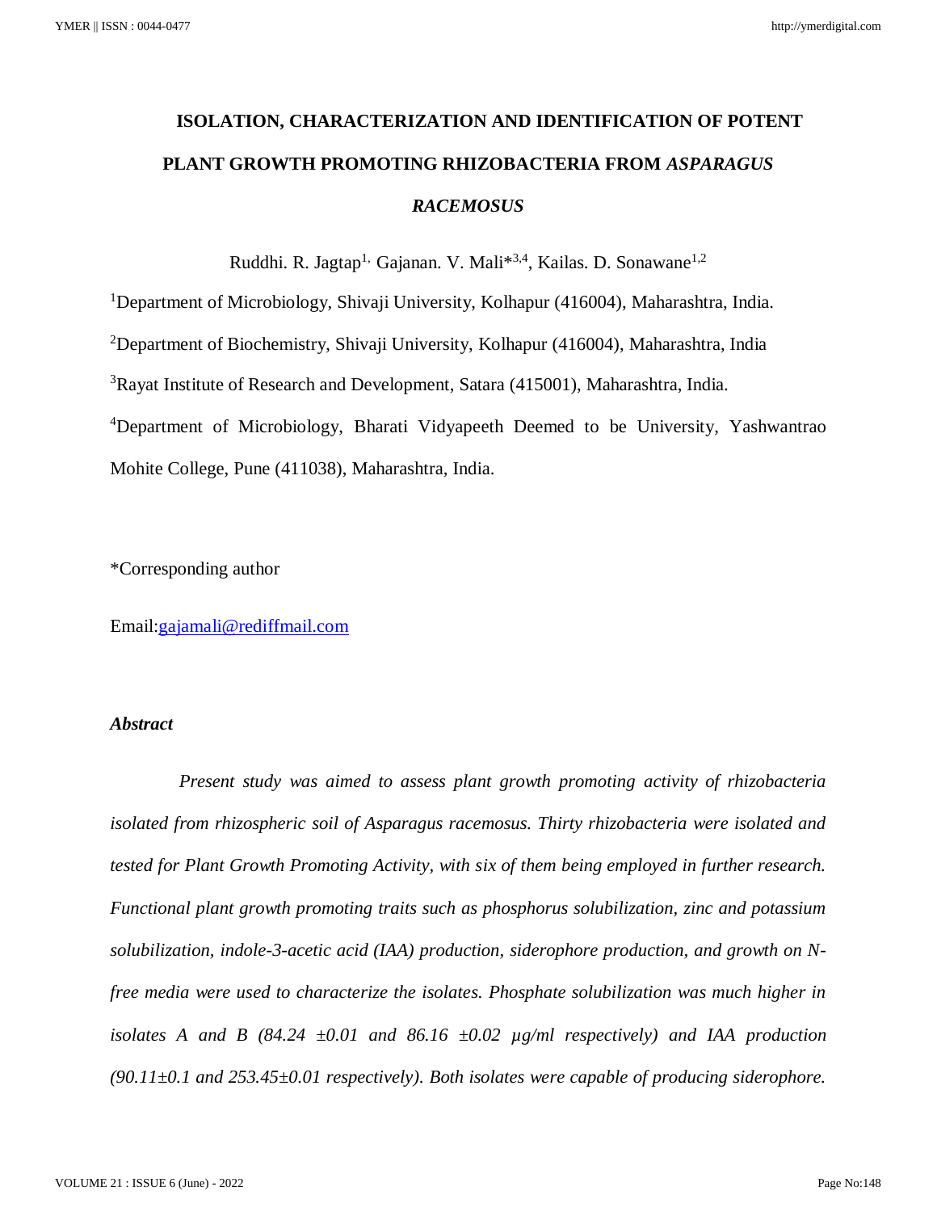# ISOLATION, CHARACTERIZATION AND IDENTIFICATION OF POTENT PLANT GROWTH PROMOTING RHIZOBACTERIA FROM *ASPARAGUS RACEMOSUS*

Ruddhi. R. Jagtap[1,] Gajanan. V. Mali*[3,4], Kailas. D. Sonawane[1,2]

[1]Department of Microbiology, Shivaji University, Kolhapur (416004), Maharashtra, India.

[2]Department of Biochemistry, Shivaji University, Kolhapur (416004), Maharashtra, India

[3]Rayat Institute of Research and Development, Satara (415001), Maharashtra, India.

[4]Department of Microbiology, Bharati Vidyapeeth Deemed to be University, Yashwantrao Mohite College, Pune (411038), Maharashtra, India.

*Corresponding author

Email: gajamali@rediffmail.com

## *Abstract*

*Present study was aimed to assess plant growth promoting activity of rhizobacteria isolated from rhizospheric soil of Asparagus racemosus. Thirty rhizobacteria were isolated and tested for Plant Growth Promoting Activity, with six of them being employed in further research. Functional plant growth promoting traits such as phosphorus solubilization, zinc and potassium solubilization, indole-3-acetic acid (IAA) production, siderophore production, and growth on N-free media were used to characterize the isolates. Phosphate solubilization was much higher in isolates A and B (84.24 ±0.01 and 86.16 ±0.02 μg/ml respectively) and IAA production (90.11±0.1 and 253.45±0.01 respectively). Both isolates were capable of producing siderophore.*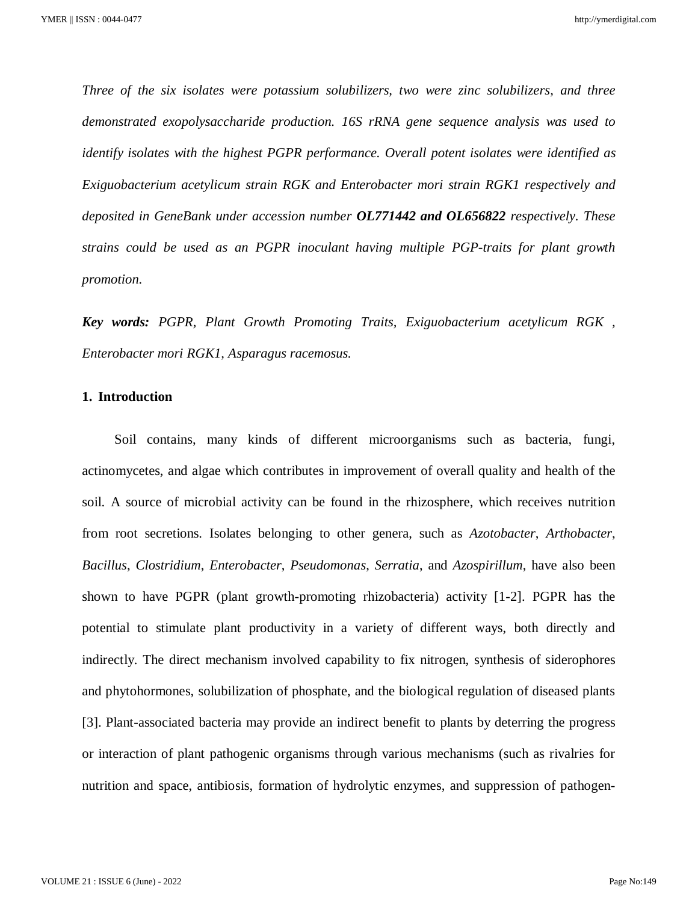*Three of the six isolates were potassium solubilizers, two were zinc solubilizers, and three demonstrated exopolysaccharide production. 16S rRNA gene sequence analysis was used to identify isolates with the highest PGPR performance. Overall potent isolates were identified as Exiguobacterium acetylicum strain RGK and Enterobacter mori strain RGK1 respectively and deposited in GeneBank under accession number **OL771442 and OL656822** respectively. These strains could be used as an PGPR inoculant having multiple PGP-traits for plant growth promotion.*

***Key words:*** *PGPR, Plant Growth Promoting Traits, Exiguobacterium acetylicum RGK , Enterobacter mori RGK1, Asparagus racemosus.*

## 1. Introduction

Soil contains, many kinds of different microorganisms such as bacteria, fungi, actinomycetes, and algae which contributes in improvement of overall quality and health of the soil. A source of microbial activity can be found in the rhizosphere, which receives nutrition from root secretions. Isolates belonging to other genera, such as *Azotobacter*, *Arthobacter*, *Bacillus*, *Clostridium*, *Enterobacter*, *Pseudomonas*, *Serratia*, and *Azospirillum*, have also been shown to have PGPR (plant growth-promoting rhizobacteria) activity [1-2]. PGPR has the potential to stimulate plant productivity in a variety of different ways, both directly and indirectly. The direct mechanism involved capability to fix nitrogen, synthesis of siderophores and phytohormones, solubilization of phosphate, and the biological regulation of diseased plants [3]. Plant-associated bacteria may provide an indirect benefit to plants by deterring the progress or interaction of plant pathogenic organisms through various mechanisms (such as rivalries for nutrition and space, antibiosis, formation of hydrolytic enzymes, and suppression of pathogen-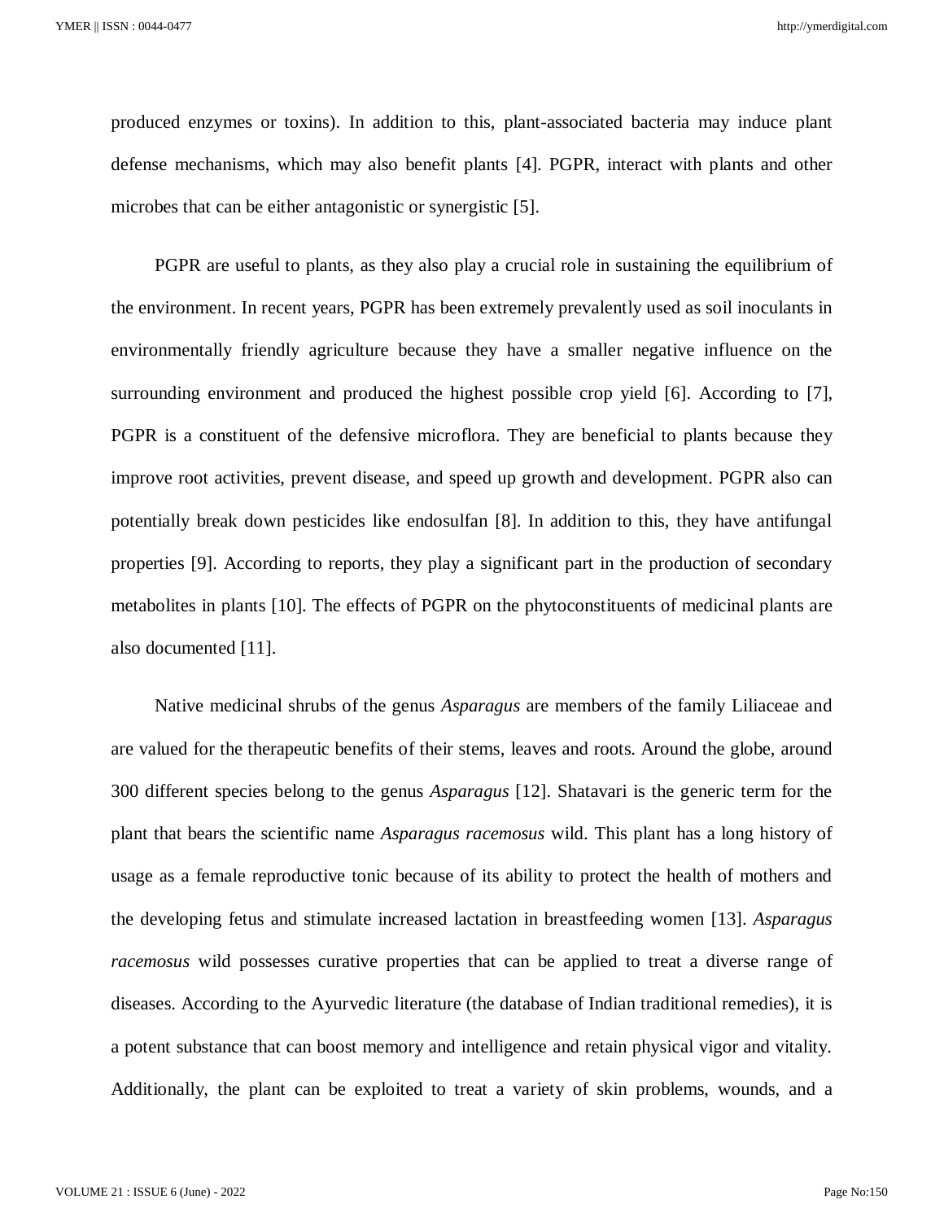produced enzymes or toxins). In addition to this, plant-associated bacteria may induce plant defense mechanisms, which may also benefit plants [4]. PGPR, interact with plants and other microbes that can be either antagonistic or synergistic [5].

PGPR are useful to plants, as they also play a crucial role in sustaining the equilibrium of the environment. In recent years, PGPR has been extremely prevalently used as soil inoculants in environmentally friendly agriculture because they have a smaller negative influence on the surrounding environment and produced the highest possible crop yield [6]. According to [7], PGPR is a constituent of the defensive microflora. They are beneficial to plants because they improve root activities, prevent disease, and speed up growth and development. PGPR also can potentially break down pesticides like endosulfan [8]. In addition to this, they have antifungal properties [9]. According to reports, they play a significant part in the production of secondary metabolites in plants [10]. The effects of PGPR on the phytoconstituents of medicinal plants are also documented [11].

Native medicinal shrubs of the genus *Asparagus* are members of the family Liliaceae and are valued for the therapeutic benefits of their stems, leaves and roots. Around the globe, around 300 different species belong to the genus *Asparagus* [12]. Shatavari is the generic term for the plant that bears the scientific name *Asparagus racemosus* wild. This plant has a long history of usage as a female reproductive tonic because of its ability to protect the health of mothers and the developing fetus and stimulate increased lactation in breastfeeding women [13]. *Asparagus racemosus* wild possesses curative properties that can be applied to treat a diverse range of diseases. According to the Ayurvedic literature (the database of Indian traditional remedies), it is a potent substance that can boost memory and intelligence and retain physical vigor and vitality. Additionally, the plant can be exploited to treat a variety of skin problems, wounds, and a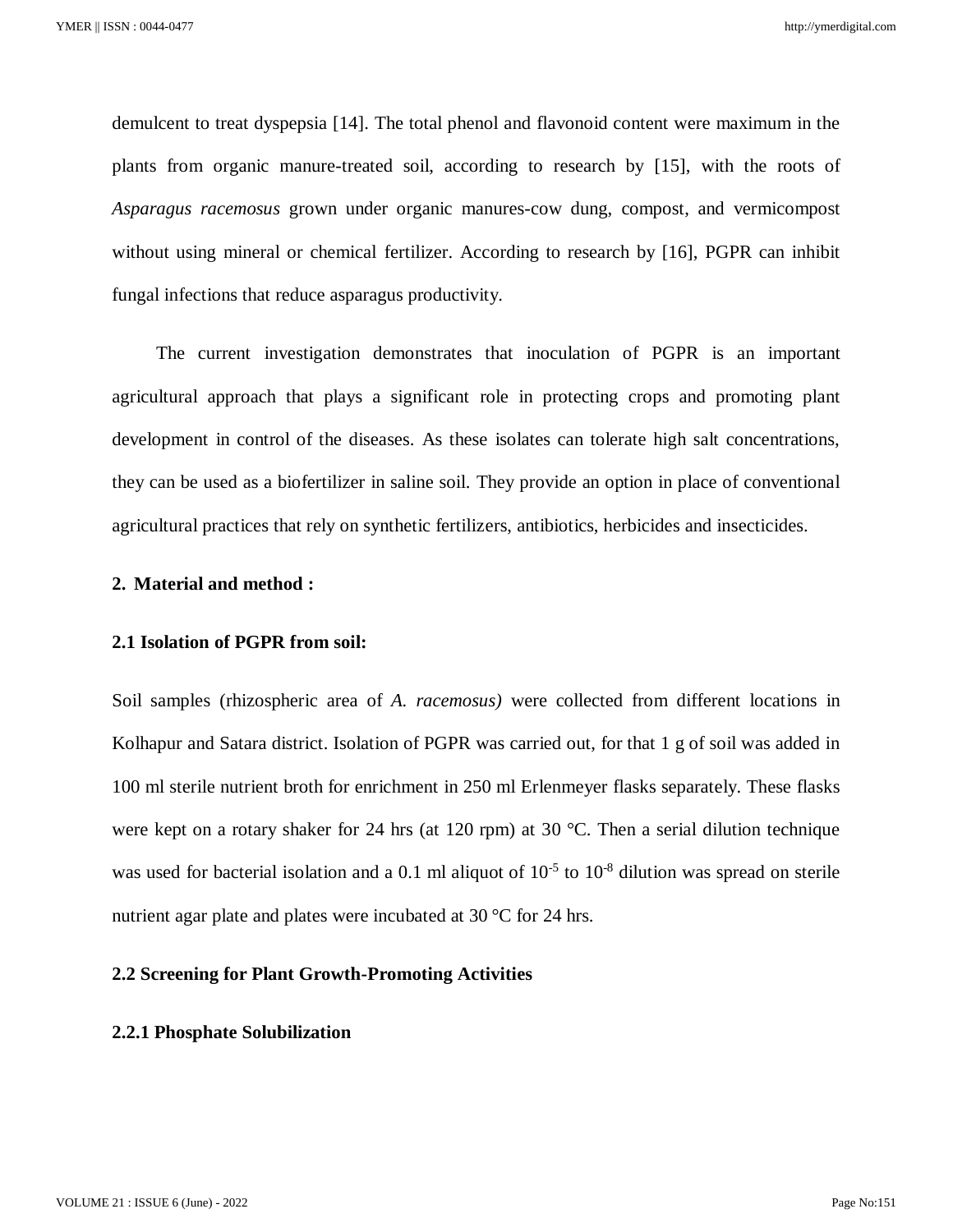demulcent to treat dyspepsia [14]. The total phenol and flavonoid content were maximum in the plants from organic manure-treated soil, according to research by [15], with the roots of *Asparagus racemosus* grown under organic manures-cow dung, compost, and vermicompost without using mineral or chemical fertilizer. According to research by [16], PGPR can inhibit fungal infections that reduce asparagus productivity.

The current investigation demonstrates that inoculation of PGPR is an important agricultural approach that plays a significant role in protecting crops and promoting plant development in control of the diseases. As these isolates can tolerate high salt concentrations, they can be used as a biofertilizer in saline soil. They provide an option in place of conventional agricultural practices that rely on synthetic fertilizers, antibiotics, herbicides and insecticides.

## 2. Material and method :

### 2.1 Isolation of PGPR from soil:

Soil samples (rhizospheric area of *A. racemosus)* were collected from different locations in Kolhapur and Satara district. Isolation of PGPR was carried out, for that 1 g of soil was added in 100 ml sterile nutrient broth for enrichment in 250 ml Erlenmeyer flasks separately. These flasks were kept on a rotary shaker for 24 hrs (at 120 rpm) at 30 °C. Then a serial dilution technique was used for bacterial isolation and a 0.1 ml aliquot of $10^{-5}$ to $10^{-8}$ dilution was spread on sterile nutrient agar plate and plates were incubated at 30 °C for 24 hrs.

### 2.2 Screening for Plant Growth-Promoting Activities

#### 2.2.1 Phosphate Solubilization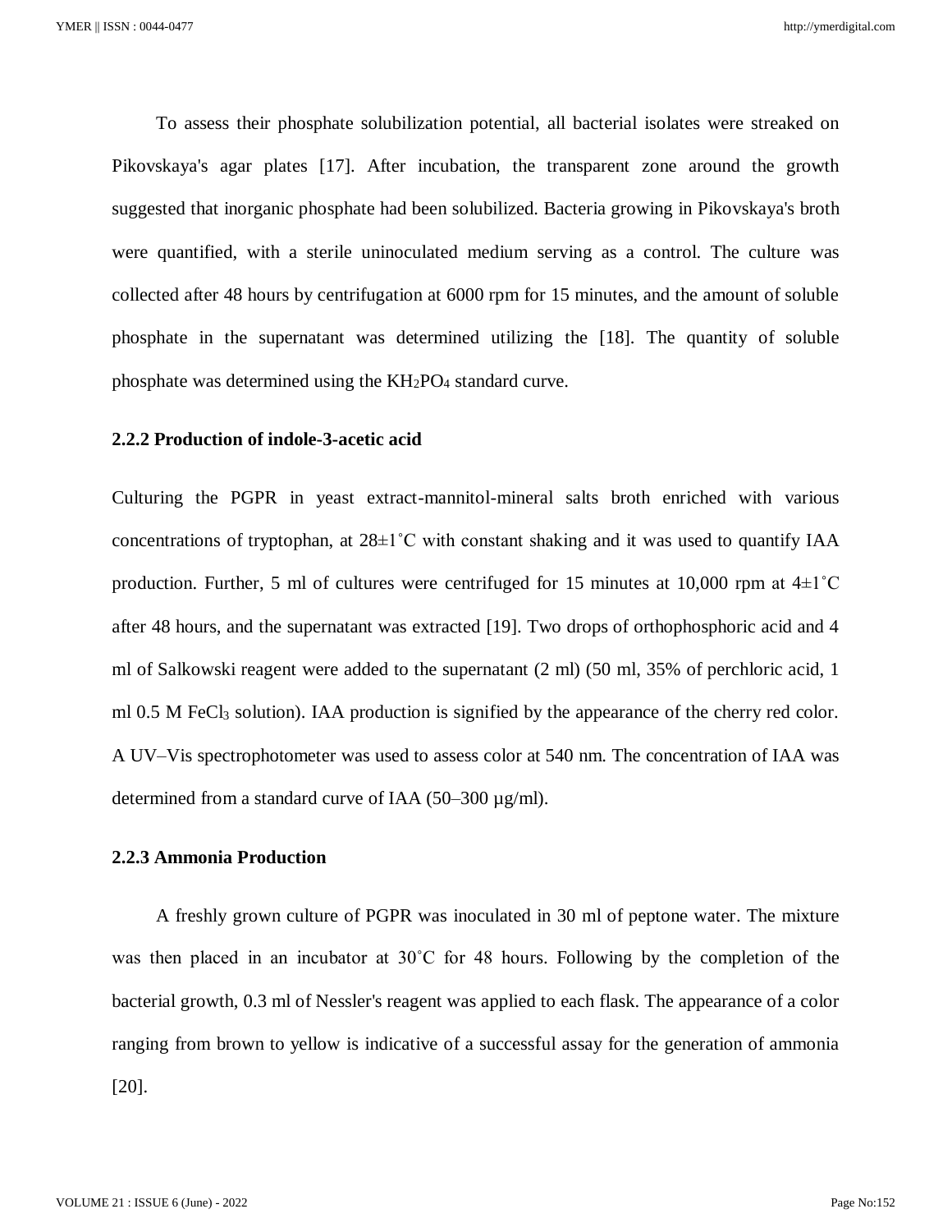To assess their phosphate solubilization potential, all bacterial isolates were streaked on Pikovskaya's agar plates [17]. After incubation, the transparent zone around the growth suggested that inorganic phosphate had been solubilized. Bacteria growing in Pikovskaya's broth were quantified, with a sterile uninoculated medium serving as a control. The culture was collected after 48 hours by centrifugation at 6000 rpm for 15 minutes, and the amount of soluble phosphate in the supernatant was determined utilizing the [18]. The quantity of soluble phosphate was determined using the $KH_2PO_4$ standard curve.

### 2.2.2 Production of indole-3-acetic acid

Culturing the PGPR in yeast extract-mannitol-mineral salts broth enriched with various concentrations of tryptophan, at 28±1˚C with constant shaking and it was used to quantify IAA production. Further, 5 ml of cultures were centrifuged for 15 minutes at 10,000 rpm at 4±1˚C after 48 hours, and the supernatant was extracted [19]. Two drops of orthophosphoric acid and 4 ml of Salkowski reagent were added to the supernatant (2 ml) (50 ml, 35% of perchloric acid, 1 ml 0.5 M $FeCl_3$ solution). IAA production is signified by the appearance of the cherry red color. A UV–Vis spectrophotometer was used to assess color at 540 nm. The concentration of IAA was determined from a standard curve of IAA (50–300 µg/ml).

### 2.2.3 Ammonia Production

A freshly grown culture of PGPR was inoculated in 30 ml of peptone water. The mixture was then placed in an incubator at 30˚C for 48 hours. Following by the completion of the bacterial growth, 0.3 ml of Nessler's reagent was applied to each flask. The appearance of a color ranging from brown to yellow is indicative of a successful assay for the generation of ammonia [20].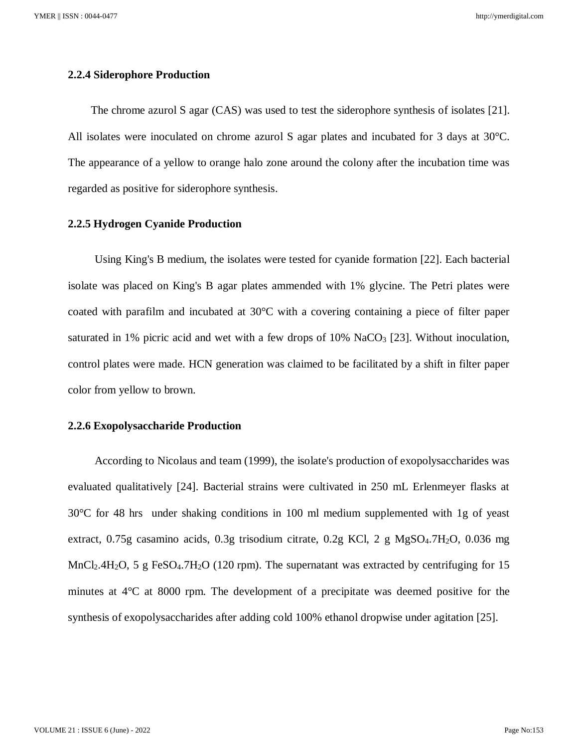### 2.2.4 Siderophore Production

The chrome azurol S agar (CAS) was used to test the siderophore synthesis of isolates [21]. All isolates were inoculated on chrome azurol S agar plates and incubated for 3 days at 30°C. The appearance of a yellow to orange halo zone around the colony after the incubation time was regarded as positive for siderophore synthesis.

### 2.2.5 Hydrogen Cyanide Production

Using King's B medium, the isolates were tested for cyanide formation [22]. Each bacterial isolate was placed on King's B agar plates ammended with 1% glycine. The Petri plates were coated with parafilm and incubated at 30°C with a covering containing a piece of filter paper saturated in 1% picric acid and wet with a few drops of 10% $NaCO_3$ [23]. Without inoculation, control plates were made. HCN generation was claimed to be facilitated by a shift in filter paper color from yellow to brown.

### 2.2.6 Exopolysaccharide Production

According to Nicolaus and team (1999), the isolate's production of exopolysaccharides was evaluated qualitatively [24]. Bacterial strains were cultivated in 250 mL Erlenmeyer flasks at 30°C for 48 hrs under shaking conditions in 100 ml medium supplemented with 1g of yeast extract, 0.75g casamino acids, 0.3g trisodium citrate, 0.2g KCl, 2 g $MgSO_4.7H_2O$, 0.036 mg $MnCl_2.4H_2O$, 5 g $FeSO_4.7H_2O$ (120 rpm). The supernatant was extracted by centrifuging for 15 minutes at 4°C at 8000 rpm. The development of a precipitate was deemed positive for the synthesis of exopolysaccharides after adding cold 100% ethanol dropwise under agitation [25].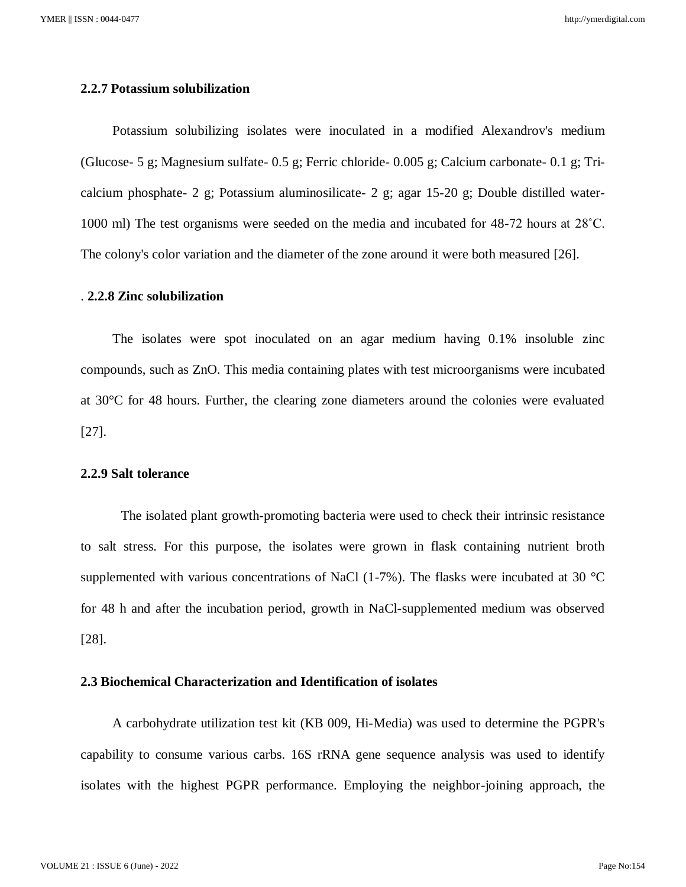### 2.2.7 Potassium solubilization

Potassium solubilizing isolates were inoculated in a modified Alexandrov's medium (Glucose- 5 g; Magnesium sulfate- 0.5 g; Ferric chloride- 0.005 g; Calcium carbonate- 0.1 g; Tri-calcium phosphate- 2 g; Potassium aluminosilicate- 2 g; agar 15-20 g; Double distilled water- 1000 ml) The test organisms were seeded on the media and incubated for 48-72 hours at 28˚C. The colony's color variation and the diameter of the zone around it were both measured [26].

### . 2.2.8 Zinc solubilization

The isolates were spot inoculated on an agar medium having 0.1% insoluble zinc compounds, such as ZnO. This media containing plates with test microorganisms were incubated at 30°C for 48 hours. Further, the clearing zone diameters around the colonies were evaluated [27].

### 2.2.9 Salt tolerance

The isolated plant growth-promoting bacteria were used to check their intrinsic resistance to salt stress. For this purpose, the isolates were grown in flask containing nutrient broth supplemented with various concentrations of NaCl (1-7%). The flasks were incubated at 30 °C for 48 h and after the incubation period, growth in NaCl-supplemented medium was observed [28].

## 2.3 Biochemical Characterization and Identification of isolates

A carbohydrate utilization test kit (KB 009, Hi-Media) was used to determine the PGPR's capability to consume various carbs. 16S rRNA gene sequence analysis was used to identify isolates with the highest PGPR performance. Employing the neighbor-joining approach, the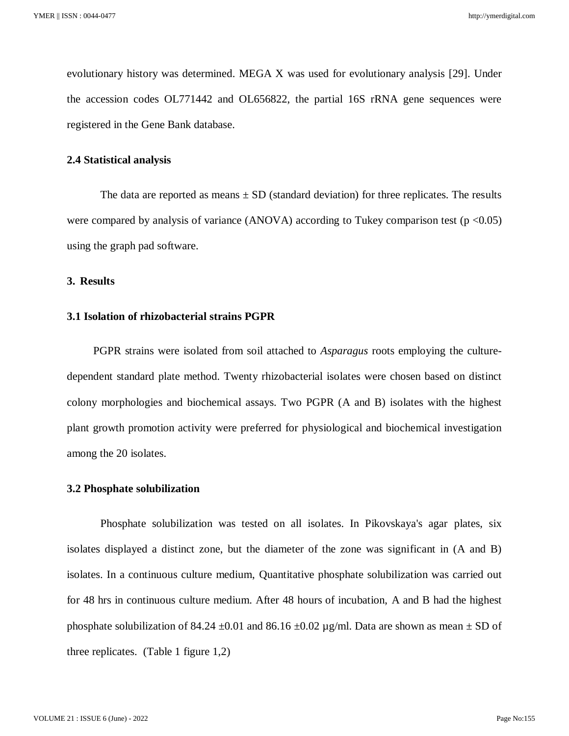evolutionary history was determined. MEGA X was used for evolutionary analysis [29]. Under the accession codes OL771442 and OL656822, the partial 16S rRNA gene sequences were registered in the Gene Bank database.

### 2.4 Statistical analysis

The data are reported as means ± SD (standard deviation) for three replicates. The results were compared by analysis of variance (ANOVA) according to Tukey comparison test ($p < 0.05$) using the graph pad software.

## 3. Results

### 3.1 Isolation of rhizobacterial strains PGPR

PGPR strains were isolated from soil attached to *Asparagus* roots employing the culture-dependent standard plate method. Twenty rhizobacterial isolates were chosen based on distinct colony morphologies and biochemical assays. Two PGPR (A and B) isolates with the highest plant growth promotion activity were preferred for physiological and biochemical investigation among the 20 isolates.

### 3.2 Phosphate solubilization

Phosphate solubilization was tested on all isolates. In Pikovskaya's agar plates, six isolates displayed a distinct zone, but the diameter of the zone was significant in (A and B) isolates. In a continuous culture medium, Quantitative phosphate solubilization was carried out for 48 hrs in continuous culture medium. After 48 hours of incubation, A and B had the highest phosphate solubilization of 84.24 ±0.01 and 86.16 ±0.02 µg/ml. Data are shown as mean ± SD of three replicates. (Table 1 figure 1,2)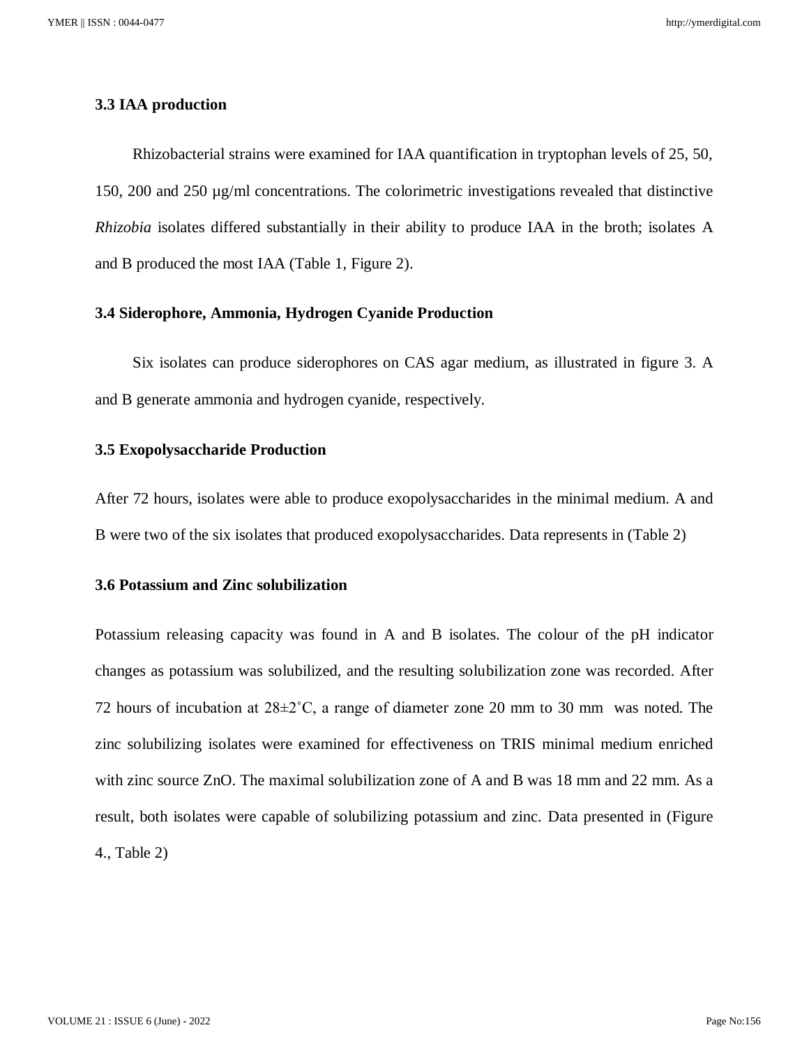### 3.3 IAA production

Rhizobacterial strains were examined for IAA quantification in tryptophan levels of 25, 50, 150, 200 and 250 µg/ml concentrations. The colorimetric investigations revealed that distinctive *Rhizobia* isolates differed substantially in their ability to produce IAA in the broth; isolates A and B produced the most IAA (Table 1, Figure 2).

### 3.4 Siderophore, Ammonia, Hydrogen Cyanide Production

Six isolates can produce siderophores on CAS agar medium, as illustrated in figure 3. A and B generate ammonia and hydrogen cyanide, respectively.

### 3.5 Exopolysaccharide Production

After 72 hours, isolates were able to produce exopolysaccharides in the minimal medium. A and B were two of the six isolates that produced exopolysaccharides. Data represents in (Table 2)

### 3.6 Potassium and Zinc solubilization

Potassium releasing capacity was found in A and B isolates. The colour of the pH indicator changes as potassium was solubilized, and the resulting solubilization zone was recorded. After 72 hours of incubation at 28±2˚C, a range of diameter zone 20 mm to 30 mm was noted. The zinc solubilizing isolates were examined for effectiveness on TRIS minimal medium enriched with zinc source ZnO. The maximal solubilization zone of A and B was 18 mm and 22 mm. As a result, both isolates were capable of solubilizing potassium and zinc. Data presented in (Figure 4., Table 2)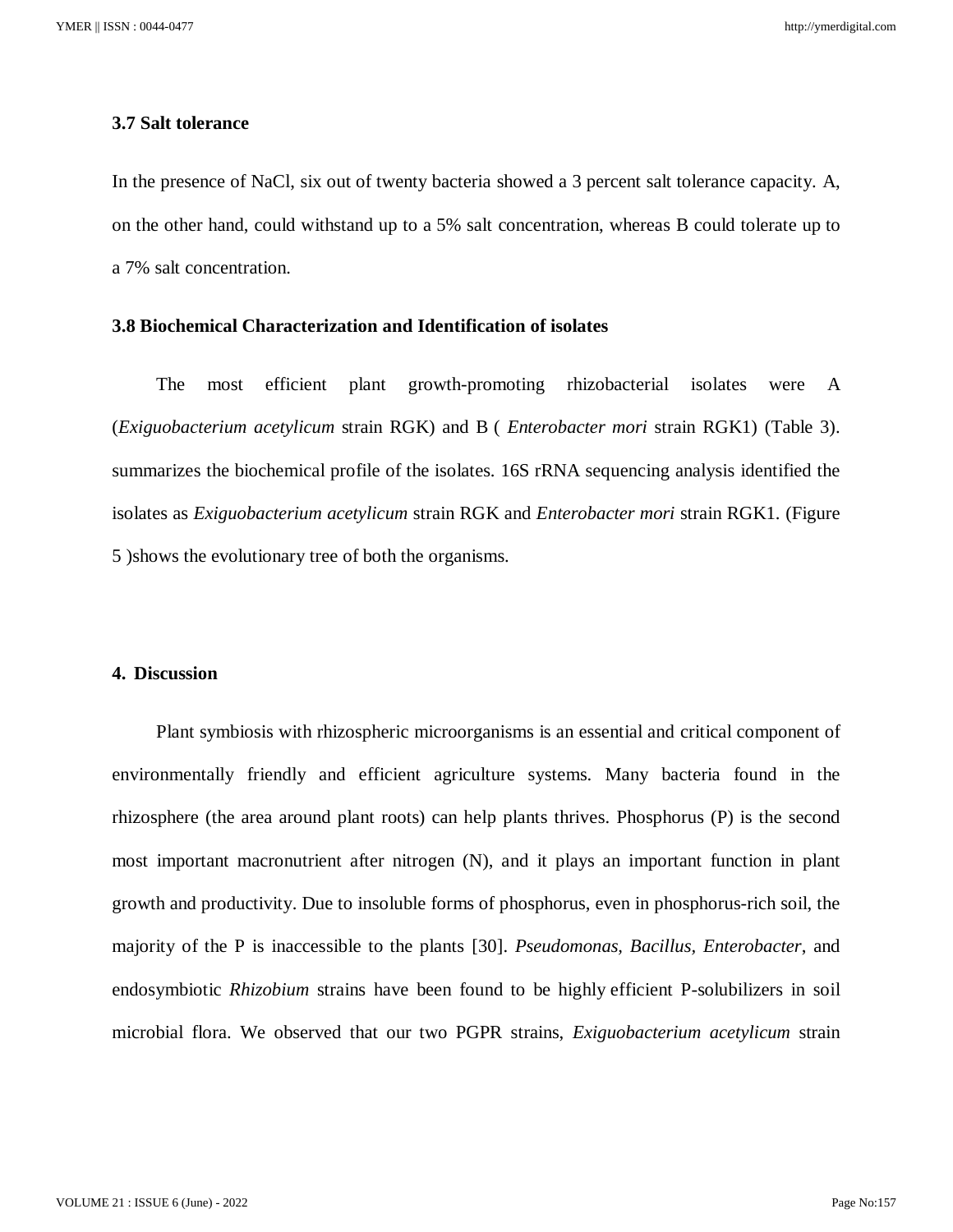### 3.7 Salt tolerance

In the presence of NaCl, six out of twenty bacteria showed a 3 percent salt tolerance capacity. A, on the other hand, could withstand up to a 5% salt concentration, whereas B could tolerate up to a 7% salt concentration.

### 3.8 Biochemical Characterization and Identification of isolates

The most efficient plant growth-promoting rhizobacterial isolates were A (*Exiguobacterium acetylicum* strain RGK) and B ( *Enterobacter mori* strain RGK1) (Table 3). summarizes the biochemical profile of the isolates. 16S rRNA sequencing analysis identified the isolates as *Exiguobacterium acetylicum* strain RGK and *Enterobacter mori* strain RGK1. (Figure 5 )shows the evolutionary tree of both the organisms.

## 4. Discussion

Plant symbiosis with rhizospheric microorganisms is an essential and critical component of environmentally friendly and efficient agriculture systems. Many bacteria found in the rhizosphere (the area around plant roots) can help plants thrives. Phosphorus (P) is the second most important macronutrient after nitrogen (N), and it plays an important function in plant growth and productivity. Due to insoluble forms of phosphorus, even in phosphorus-rich soil, the majority of the P is inaccessible to the plants [30]. *Pseudomonas, Bacillus*, *Enterobacter*, and endosymbiotic *Rhizobium* strains have been found to be highly efficient P-solubilizers in soil microbial flora. We observed that our two PGPR strains, *Exiguobacterium acetylicum* strain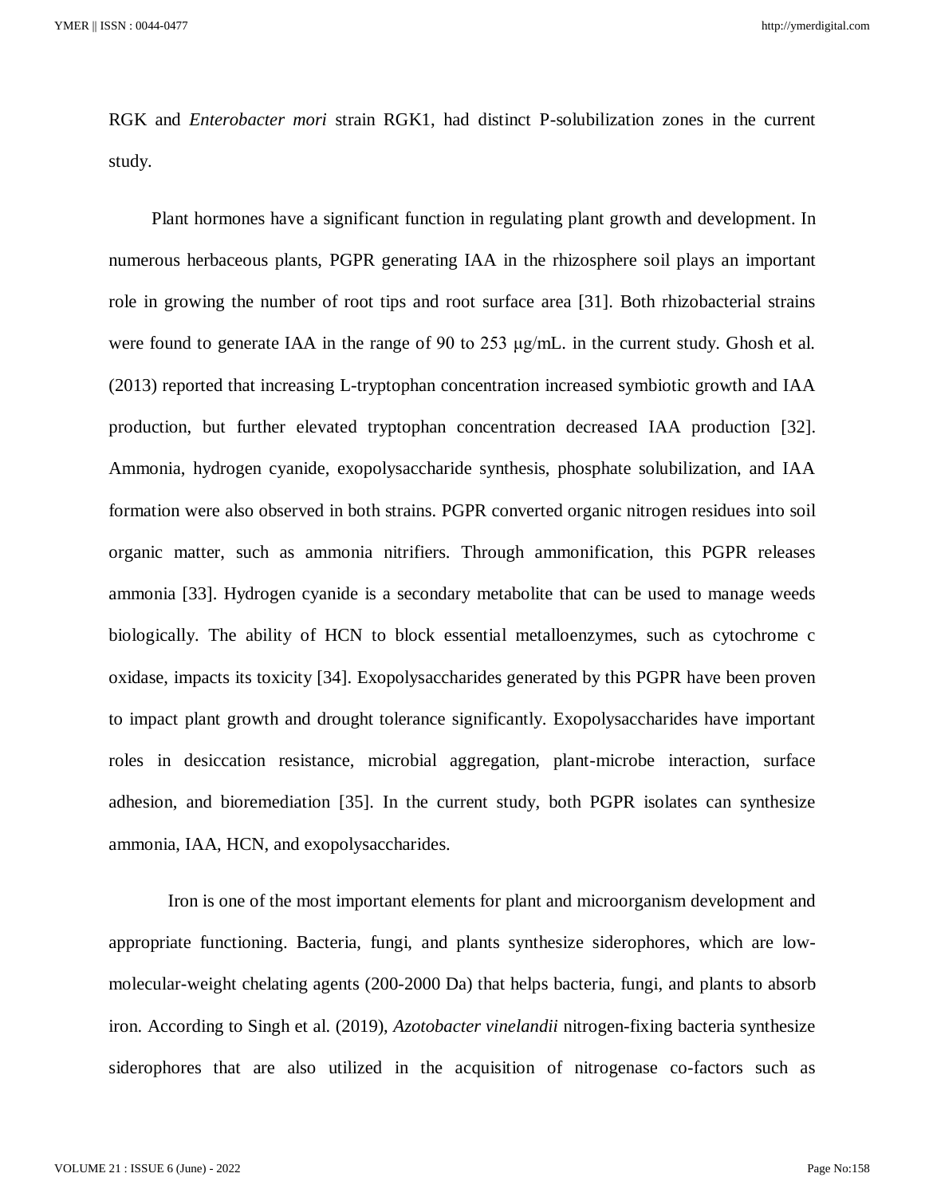RGK and *Enterobacter mori* strain RGK1, had distinct P-solubilization zones in the current study.

Plant hormones have a significant function in regulating plant growth and development. In numerous herbaceous plants, PGPR generating IAA in the rhizosphere soil plays an important role in growing the number of root tips and root surface area [31]. Both rhizobacterial strains were found to generate IAA in the range of 90 to 253 μg/mL. in the current study. Ghosh et al. (2013) reported that increasing L-tryptophan concentration increased symbiotic growth and IAA production, but further elevated tryptophan concentration decreased IAA production [32]. Ammonia, hydrogen cyanide, exopolysaccharide synthesis, phosphate solubilization, and IAA formation were also observed in both strains. PGPR converted organic nitrogen residues into soil organic matter, such as ammonia nitrifiers. Through ammonification, this PGPR releases ammonia [33]. Hydrogen cyanide is a secondary metabolite that can be used to manage weeds biologically. The ability of HCN to block essential metalloenzymes, such as cytochrome c oxidase, impacts its toxicity [34]. Exopolysaccharides generated by this PGPR have been proven to impact plant growth and drought tolerance significantly. Exopolysaccharides have important roles in desiccation resistance, microbial aggregation, plant-microbe interaction, surface adhesion, and bioremediation [35]. In the current study, both PGPR isolates can synthesize ammonia, IAA, HCN, and exopolysaccharides.

Iron is one of the most important elements for plant and microorganism development and appropriate functioning. Bacteria, fungi, and plants synthesize siderophores, which are low-molecular-weight chelating agents (200-2000 Da) that helps bacteria, fungi, and plants to absorb iron. According to Singh et al. (2019), *Azotobacter vinelandii* nitrogen-fixing bacteria synthesize siderophores that are also utilized in the acquisition of nitrogenase co-factors such as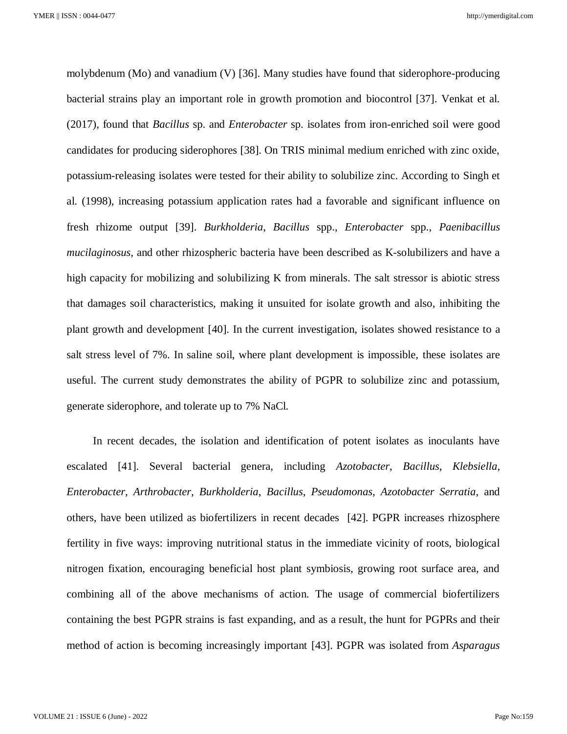molybdenum (Mo) and vanadium (V) [36]. Many studies have found that siderophore-producing bacterial strains play an important role in growth promotion and biocontrol [37]. Venkat et al. (2017), found that *Bacillus* sp. and *Enterobacter* sp. isolates from iron-enriched soil were good candidates for producing siderophores [38]. On TRIS minimal medium enriched with zinc oxide, potassium-releasing isolates were tested for their ability to solubilize zinc. According to Singh et al. (1998), increasing potassium application rates had a favorable and significant influence on fresh rhizome output [39]. *Burkholderia*, *Bacillus* spp., *Enterobacter* spp., *Paenibacillus mucilaginosus*, and other rhizospheric bacteria have been described as K-solubilizers and have a high capacity for mobilizing and solubilizing K from minerals. The salt stressor is abiotic stress that damages soil characteristics, making it unsuited for isolate growth and also, inhibiting the plant growth and development [40]. In the current investigation, isolates showed resistance to a salt stress level of 7%. In saline soil, where plant development is impossible, these isolates are useful. The current study demonstrates the ability of PGPR to solubilize zinc and potassium, generate siderophore, and tolerate up to 7% NaCl.

In recent decades, the isolation and identification of potent isolates as inoculants have escalated [41]. Several bacterial genera, including *Azotobacter*, *Bacillus*, *Klebsiella*, *Enterobacter*, *Arthrobacter*, *Burkholderia*, *Bacillus*, *Pseudomonas*, *Azotobacter Serratia*, and others, have been utilized as biofertilizers in recent decades [42]. PGPR increases rhizosphere fertility in five ways: improving nutritional status in the immediate vicinity of roots, biological nitrogen fixation, encouraging beneficial host plant symbiosis, growing root surface area, and combining all of the above mechanisms of action. The usage of commercial biofertilizers containing the best PGPR strains is fast expanding, and as a result, the hunt for PGPRs and their method of action is becoming increasingly important [43]. PGPR was isolated from *Asparagus*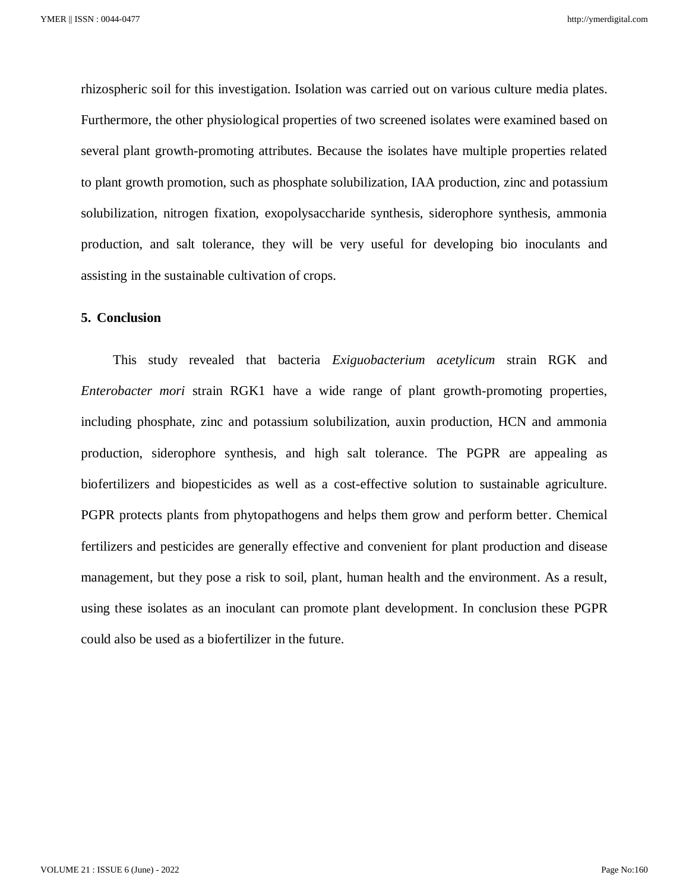rhizospheric soil for this investigation. Isolation was carried out on various culture media plates. Furthermore, the other physiological properties of two screened isolates were examined based on several plant growth-promoting attributes. Because the isolates have multiple properties related to plant growth promotion, such as phosphate solubilization, IAA production, zinc and potassium solubilization, nitrogen fixation, exopolysaccharide synthesis, siderophore synthesis, ammonia production, and salt tolerance, they will be very useful for developing bio inoculants and assisting in the sustainable cultivation of crops.

## 5. Conclusion

This study revealed that bacteria *Exiguobacterium acetylicum* strain RGK and *Enterobacter mori* strain RGK1 have a wide range of plant growth-promoting properties, including phosphate, zinc and potassium solubilization, auxin production, HCN and ammonia production, siderophore synthesis, and high salt tolerance. The PGPR are appealing as biofertilizers and biopesticides as well as a cost-effective solution to sustainable agriculture. PGPR protects plants from phytopathogens and helps them grow and perform better. Chemical fertilizers and pesticides are generally effective and convenient for plant production and disease management, but they pose a risk to soil, plant, human health and the environment. As a result, using these isolates as an inoculant can promote plant development. In conclusion these PGPR could also be used as a biofertilizer in the future.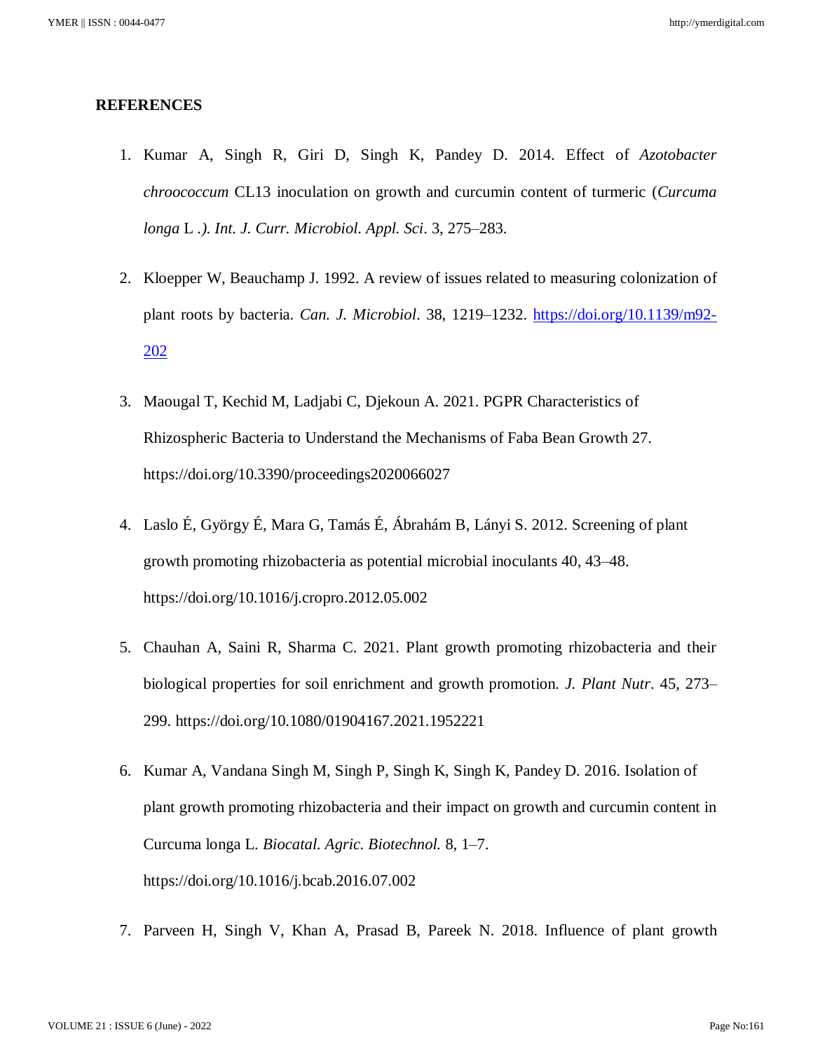## REFERENCES

1. Kumar A, Singh R, Giri D, Singh K, Pandey D. 2014. Effect of *Azotobacter chroococcum* CL13 inoculation on growth and curcumin content of turmeric (*Curcuma longa* L .*). Int. J. Curr. Microbiol. Appl. Sci*. 3, 275–283.

2. Kloepper W, Beauchamp J. 1992. A review of issues related to measuring colonization of plant roots by bacteria. *Can. J. Microbiol*. 38, 1219–1232. https://doi.org/10.1139/m92-202

3. Maougal T, Kechid M, Ladjabi C, Djekoun A. 2021. PGPR Characteristics of Rhizospheric Bacteria to Understand the Mechanisms of Faba Bean Growth 27. https://doi.org/10.3390/proceedings2020066027

4. Laslo É, György É, Mara G, Tamás É, Ábrahám B, Lányi S. 2012. Screening of plant growth promoting rhizobacteria as potential microbial inoculants 40, 43–48. https://doi.org/10.1016/j.cropro.2012.05.002

5. Chauhan A, Saini R, Sharma C. 2021. Plant growth promoting rhizobacteria and their biological properties for soil enrichment and growth promotion. *J. Plant Nutr*. 45, 273–299. https://doi.org/10.1080/01904167.2021.1952221

6. Kumar A, Vandana Singh M, Singh P, Singh K, Singh K, Pandey D. 2016. Isolation of plant growth promoting rhizobacteria and their impact on growth and curcumin content in Curcuma longa L. *Biocatal. Agric. Biotechnol.* 8, 1–7. https://doi.org/10.1016/j.bcab.2016.07.002

7. Parveen H, Singh V, Khan A, Prasad B, Pareek N. 2018. Influence of plant growth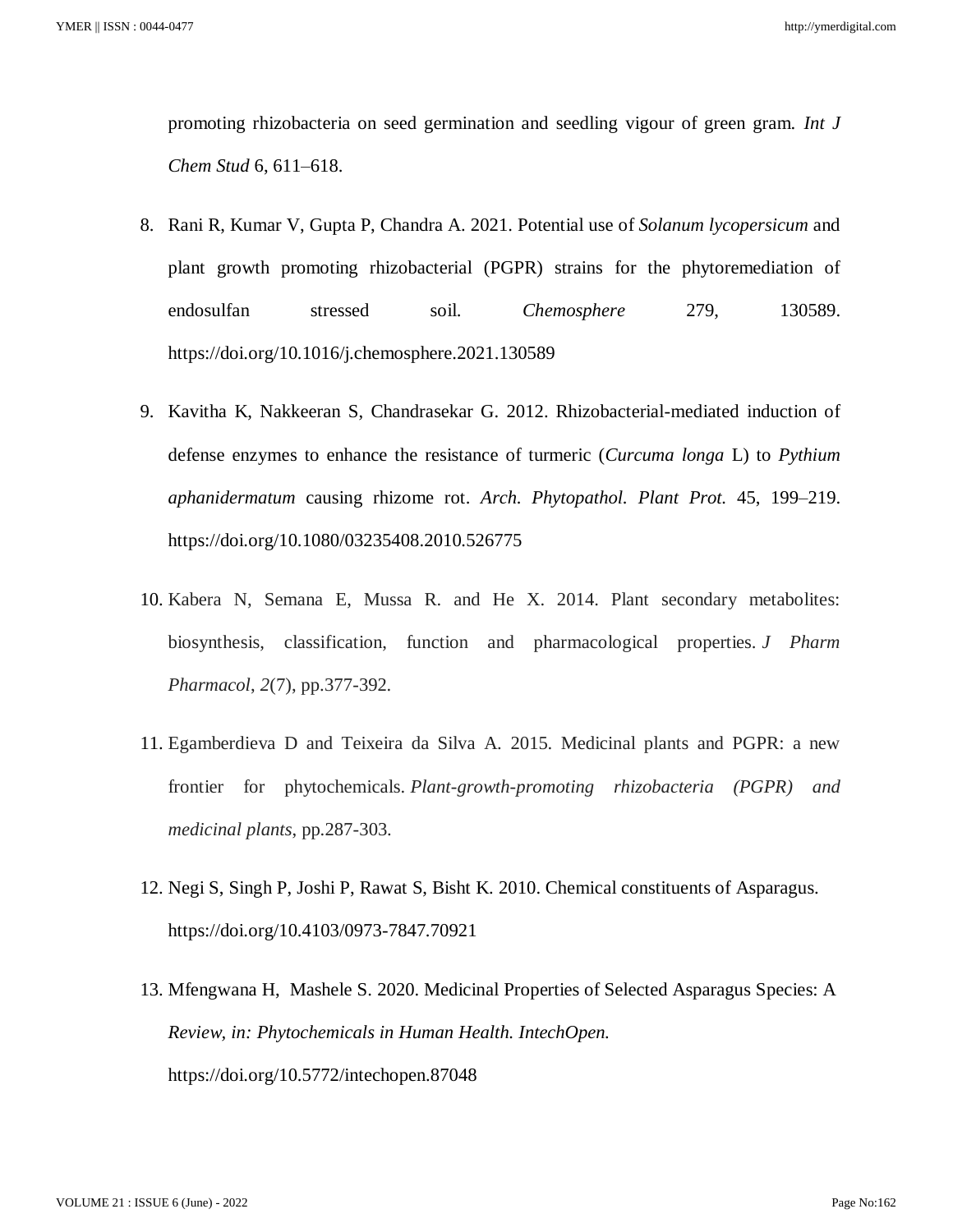promoting rhizobacteria on seed germination and seedling vigour of green gram. *Int J Chem Stud* 6, 611–618.

8. Rani R, Kumar V, Gupta P, Chandra A. 2021. Potential use of *Solanum lycopersicum* and plant growth promoting rhizobacterial (PGPR) strains for the phytoremediation of endosulfan stressed soil. *Chemosphere* 279, 130589. https://doi.org/10.1016/j.chemosphere.2021.130589

9. Kavitha K, Nakkeeran S, Chandrasekar G. 2012. Rhizobacterial-mediated induction of defense enzymes to enhance the resistance of turmeric (*Curcuma longa* L) to *Pythium aphanidermatum* causing rhizome rot. *Arch. Phytopathol. Plant Prot.* 45, 199–219. https://doi.org/10.1080/03235408.2010.526775

10. Kabera N, Semana E, Mussa R. and He X. 2014. Plant secondary metabolites: biosynthesis, classification, function and pharmacological properties. *J Pharm Pharmacol*, *2*(7), pp.377-392.

11. Egamberdieva D and Teixeira da Silva A. 2015. Medicinal plants and PGPR: a new frontier for phytochemicals. *Plant-growth-promoting rhizobacteria (PGPR) and medicinal plants*, pp.287-303.

12. Negi S, Singh P, Joshi P, Rawat S, Bisht K. 2010. Chemical constituents of Asparagus. https://doi.org/10.4103/0973-7847.70921

13. Mfengwana H, Mashele S. 2020. Medicinal Properties of Selected Asparagus Species: A *Review, in: Phytochemicals in Human Health. IntechOpen.* https://doi.org/10.5772/intechopen.87048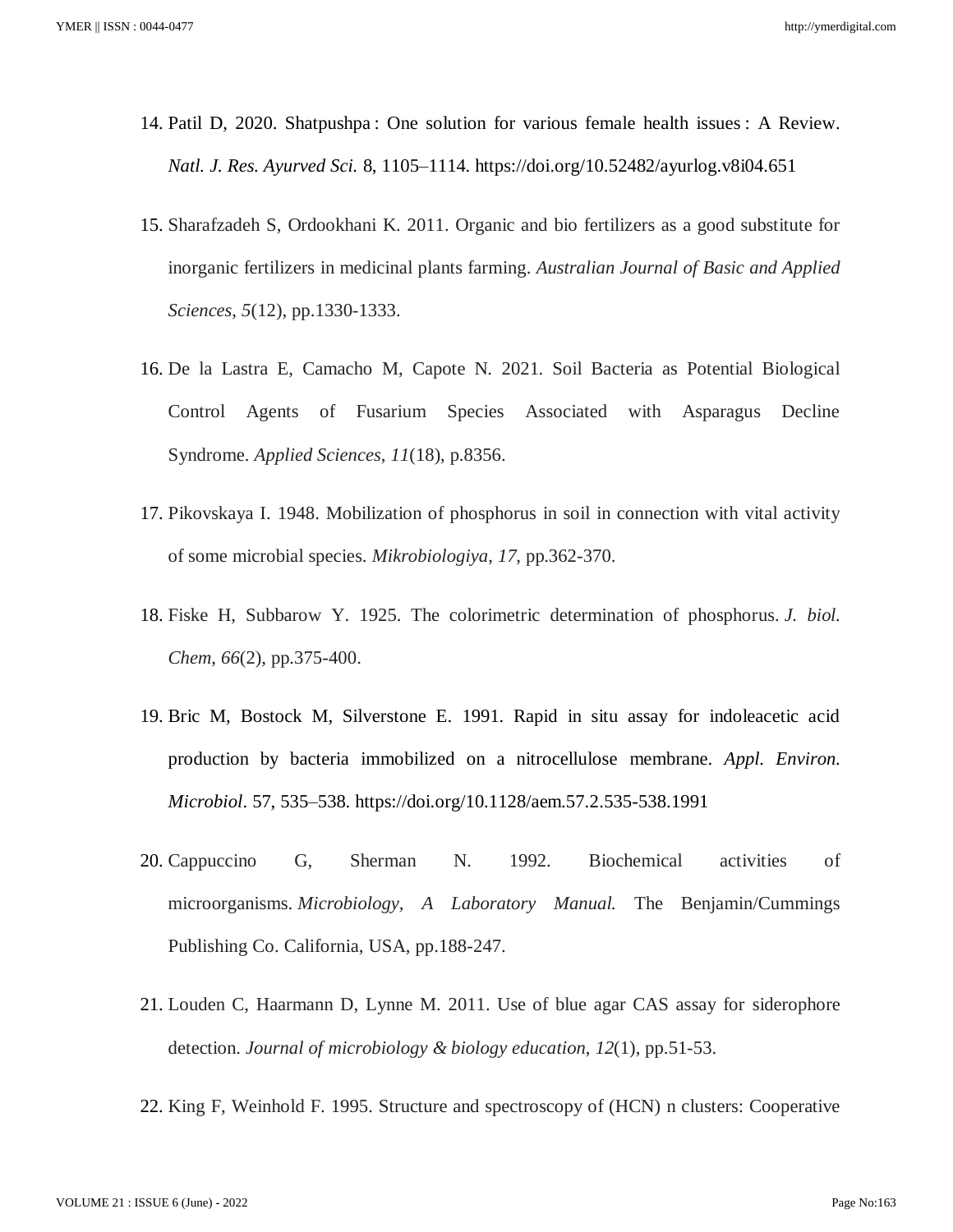14. Patil D, 2020. Shatpushpa : One solution for various female health issues : A Review. *Natl. J. Res. Ayurved Sci.* 8, 1105–1114. https://doi.org/10.52482/ayurlog.v8i04.651

15. Sharafzadeh S, Ordookhani K. 2011. Organic and bio fertilizers as a good substitute for inorganic fertilizers in medicinal plants farming. *Australian Journal of Basic and Applied Sciences*, *5*(12), pp.1330-1333.

16. De la Lastra E, Camacho M, Capote N. 2021. Soil Bacteria as Potential Biological Control Agents of Fusarium Species Associated with Asparagus Decline Syndrome. *Applied Sciences*, *11*(18), p.8356.

17. Pikovskaya I. 1948. Mobilization of phosphorus in soil in connection with vital activity of some microbial species. *Mikrobiologiya*, *17*, pp.362-370.

18. Fiske H, Subbarow Y. 1925. The colorimetric determination of phosphorus. *J. biol. Chem*, *66*(2), pp.375-400.

19. Bric M, Bostock M, Silverstone E. 1991. Rapid in situ assay for indoleacetic acid production by bacteria immobilized on a nitrocellulose membrane. *Appl. Environ. Microbiol*. 57, 535–538. https://doi.org/10.1128/aem.57.2.535-538.1991

20. Cappuccino G, Sherman N. 1992. Biochemical activities of microorganisms. *Microbiology, A Laboratory Manual.* The Benjamin/Cummings Publishing Co. California, USA, pp.188-247.

21. Louden C, Haarmann D, Lynne M. 2011. Use of blue agar CAS assay for siderophore detection. *Journal of microbiology & biology education*, *12*(1), pp.51-53.

22. King F, Weinhold F. 1995. Structure and spectroscopy of (HCN) n clusters: Cooperative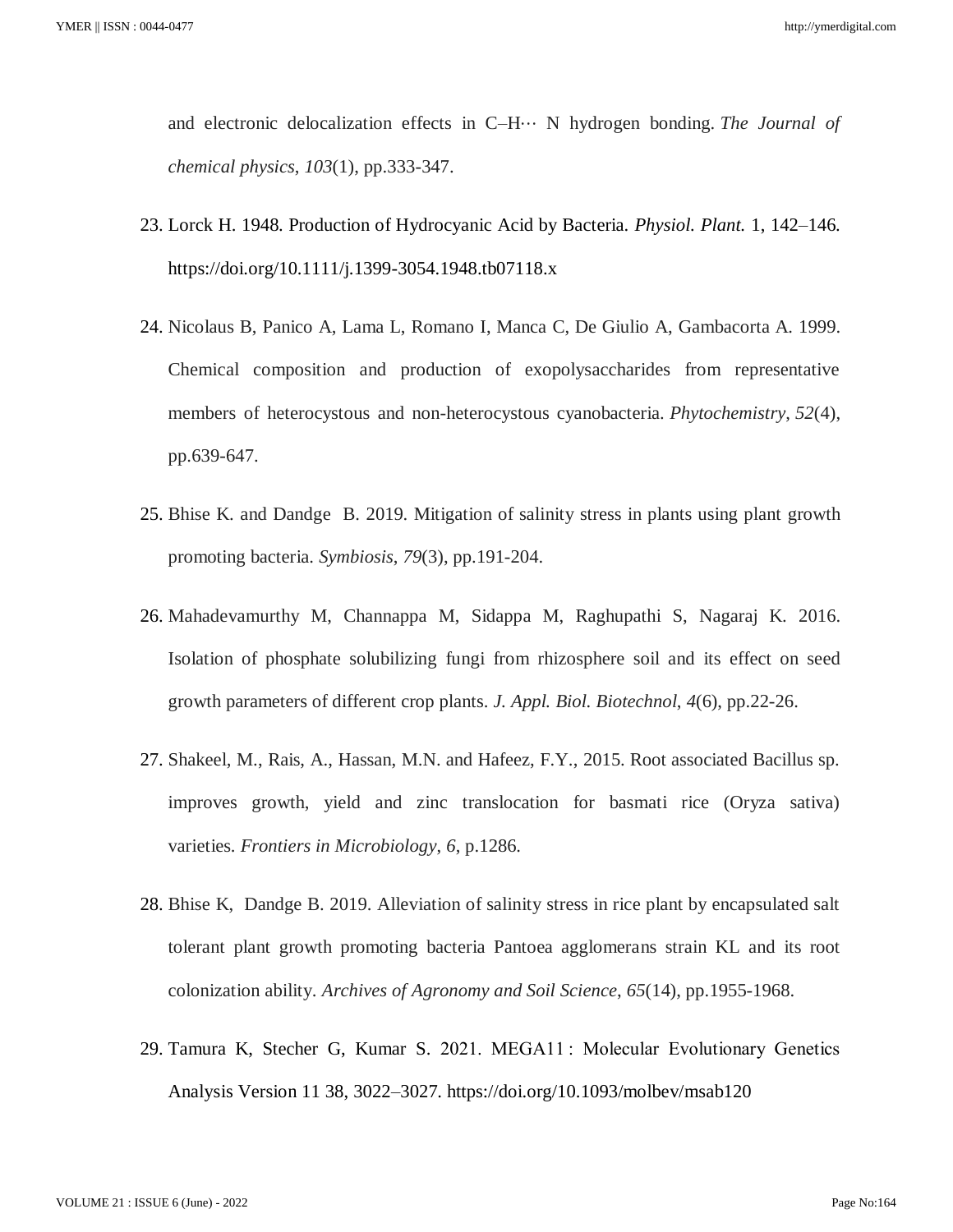and electronic delocalization effects in C–H··· N hydrogen bonding. *The Journal of chemical physics*, *103*(1), pp.333-347.

23. Lorck H. 1948. Production of Hydrocyanic Acid by Bacteria. *Physiol. Plant.* 1, 142–146. https://doi.org/10.1111/j.1399-3054.1948.tb07118.x

24. Nicolaus B, Panico A, Lama L, Romano I, Manca C, De Giulio A, Gambacorta A. 1999. Chemical composition and production of exopolysaccharides from representative members of heterocystous and non-heterocystous cyanobacteria. *Phytochemistry*, *52*(4), pp.639-647.

25. Bhise K. and Dandge B. 2019. Mitigation of salinity stress in plants using plant growth promoting bacteria. *Symbiosis*, *79*(3), pp.191-204.

26. Mahadevamurthy M, Channappa M, Sidappa M, Raghupathi S, Nagaraj K. 2016. Isolation of phosphate solubilizing fungi from rhizosphere soil and its effect on seed growth parameters of different crop plants. *J. Appl. Biol. Biotechnol*, *4*(6), pp.22-26.

27. Shakeel, M., Rais, A., Hassan, M.N. and Hafeez, F.Y., 2015. Root associated Bacillus sp. improves growth, yield and zinc translocation for basmati rice (Oryza sativa) varieties. *Frontiers in Microbiology*, *6*, p.1286.

28. Bhise K, Dandge B. 2019. Alleviation of salinity stress in rice plant by encapsulated salt tolerant plant growth promoting bacteria Pantoea agglomerans strain KL and its root colonization ability. *Archives of Agronomy and Soil Science*, *65*(14), pp.1955-1968.

29. Tamura K, Stecher G, Kumar S. 2021. MEGA11 : Molecular Evolutionary Genetics Analysis Version 11 38, 3022–3027. https://doi.org/10.1093/molbev/msab120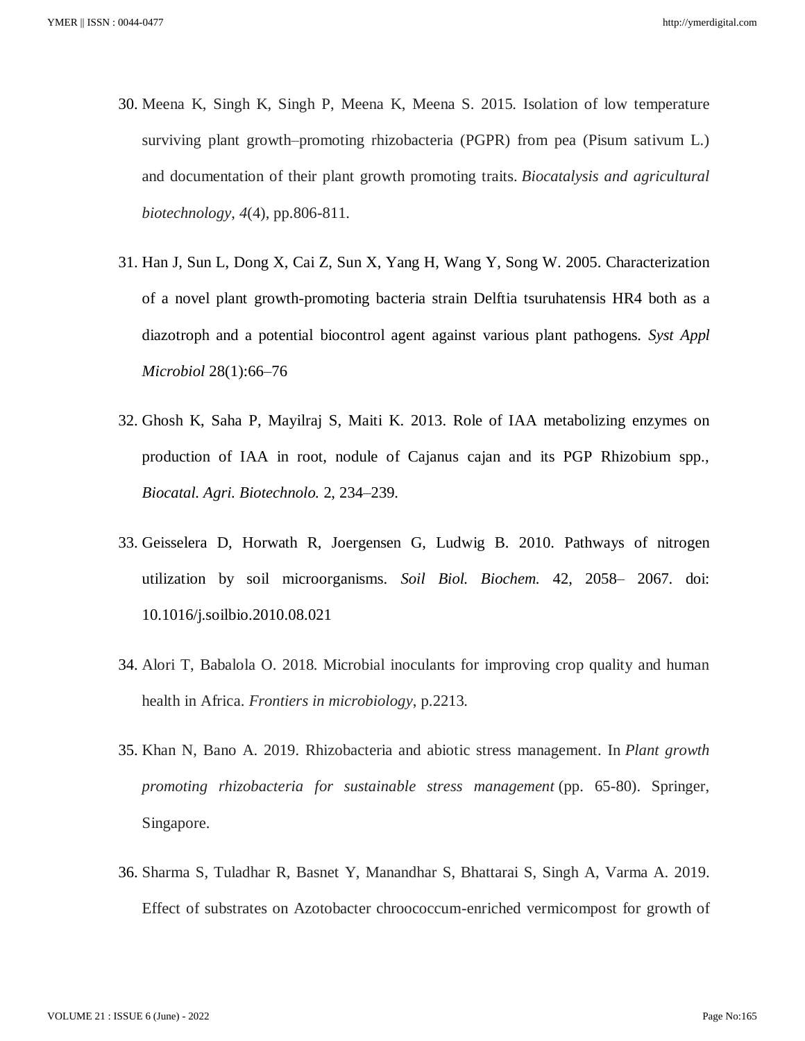30. Meena K, Singh K, Singh P, Meena K, Meena S. 2015. Isolation of low temperature surviving plant growth–promoting rhizobacteria (PGPR) from pea (Pisum sativum L.) and documentation of their plant growth promoting traits. *Biocatalysis and agricultural biotechnology*, *4*(4), pp.806-811.

31. Han J, Sun L, Dong X, Cai Z, Sun X, Yang H, Wang Y, Song W. 2005. Characterization of a novel plant growth-promoting bacteria strain Delftia tsuruhatensis HR4 both as a diazotroph and a potential biocontrol agent against various plant pathogens. *Syst Appl Microbiol* 28(1):66–76

32. Ghosh K, Saha P, Mayilraj S, Maiti K. 2013. Role of IAA metabolizing enzymes on production of IAA in root, nodule of Cajanus cajan and its PGP Rhizobium spp., *Biocatal. Agri. Biotechnolo.* 2, 234–239.

33. Geisselera D, Horwath R, Joergensen G, Ludwig B. 2010. Pathways of nitrogen utilization by soil microorganisms. *Soil Biol. Biochem.* 42, 2058– 2067. doi: 10.1016/j.soilbio.2010.08.021

34. Alori T, Babalola O. 2018. Microbial inoculants for improving crop quality and human health in Africa. *Frontiers in microbiology*, p.2213.

35. Khan N, Bano A. 2019. Rhizobacteria and abiotic stress management. In *Plant growth promoting rhizobacteria for sustainable stress management* (pp. 65-80). Springer, Singapore.

36. Sharma S, Tuladhar R, Basnet Y, Manandhar S, Bhattarai S, Singh A, Varma A. 2019. Effect of substrates on Azotobacter chroococcum-enriched vermicompost for growth of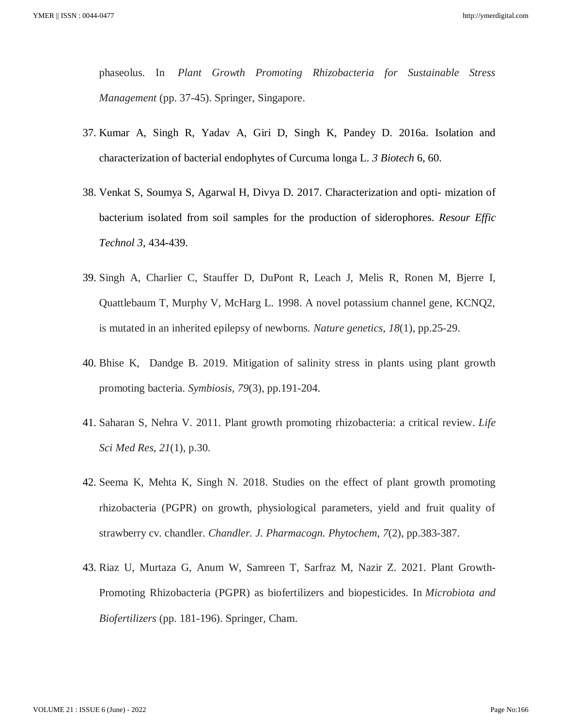phaseolus. In *Plant Growth Promoting Rhizobacteria for Sustainable Stress Management* (pp. 37-45). Springer, Singapore.

37. Kumar A, Singh R, Yadav A, Giri D, Singh K, Pandey D. 2016a. Isolation and characterization of bacterial endophytes of Curcuma longa L. *3 Biotech* 6, 60.

38. Venkat S, Soumya S, Agarwal H, Divya D. 2017. Characterization and opti- mization of bacterium isolated from soil samples for the production of siderophores. *Resour Effic Technol 3*, 434-439.

39. Singh A, Charlier C, Stauffer D, DuPont R, Leach J, Melis R, Ronen M, Bjerre I, Quattlebaum T, Murphy V, McHarg L. 1998. A novel potassium channel gene, KCNQ2, is mutated in an inherited epilepsy of newborns. *Nature genetics*, *18*(1), pp.25-29.

40. Bhise K, Dandge B. 2019. Mitigation of salinity stress in plants using plant growth promoting bacteria. *Symbiosis*, *79*(3), pp.191-204.

41. Saharan S, Nehra V. 2011. Plant growth promoting rhizobacteria: a critical review. *Life Sci Med Res*, *21*(1), p.30.

42. Seema K, Mehta K, Singh N. 2018. Studies on the effect of plant growth promoting rhizobacteria (PGPR) on growth, physiological parameters, yield and fruit quality of strawberry cv. chandler. *Chandler. J. Pharmacogn. Phytochem*, *7*(2), pp.383-387.

43. Riaz U, Murtaza G, Anum W, Samreen T, Sarfraz M, Nazir Z. 2021. Plant Growth-Promoting Rhizobacteria (PGPR) as biofertilizers and biopesticides. In *Microbiota and Biofertilizers* (pp. 181-196). Springer, Cham.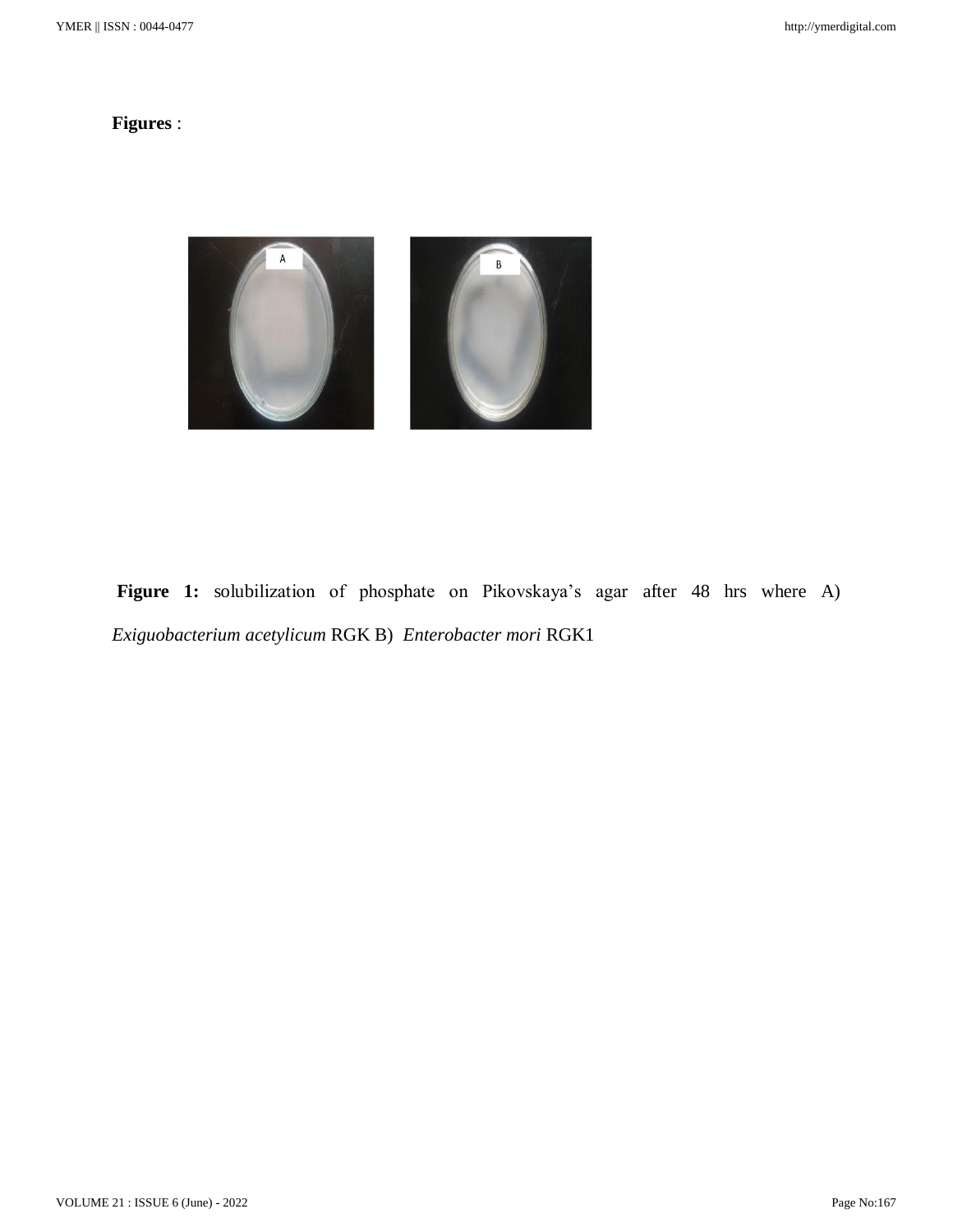**Figures** :

**Figure 1:** solubilization of phosphate on Pikovskaya's agar after 48 hrs where A) *Exiguobacterium acetylicum* RGK B) *Enterobacter mori* RGK1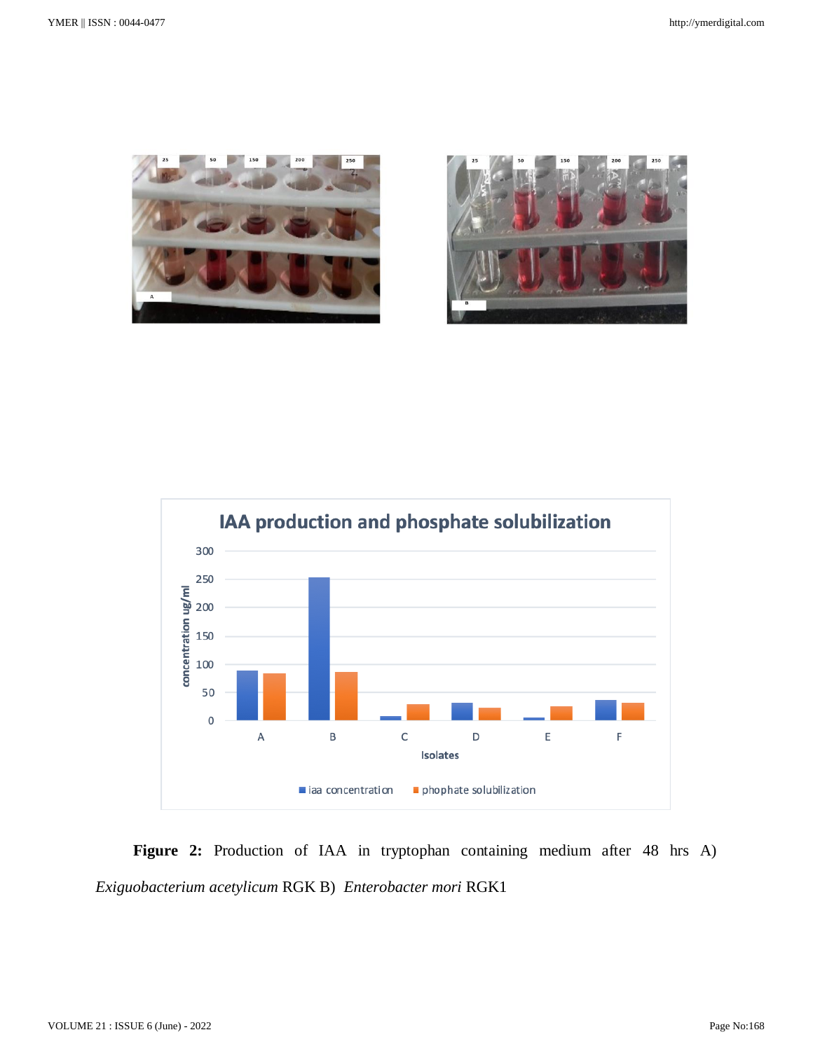**Figure 2:** Production of IAA in tryptophan containing medium after 48 hrs A) *Exiguobacterium acetylicum* RGK B) *Enterobacter mori* RGK1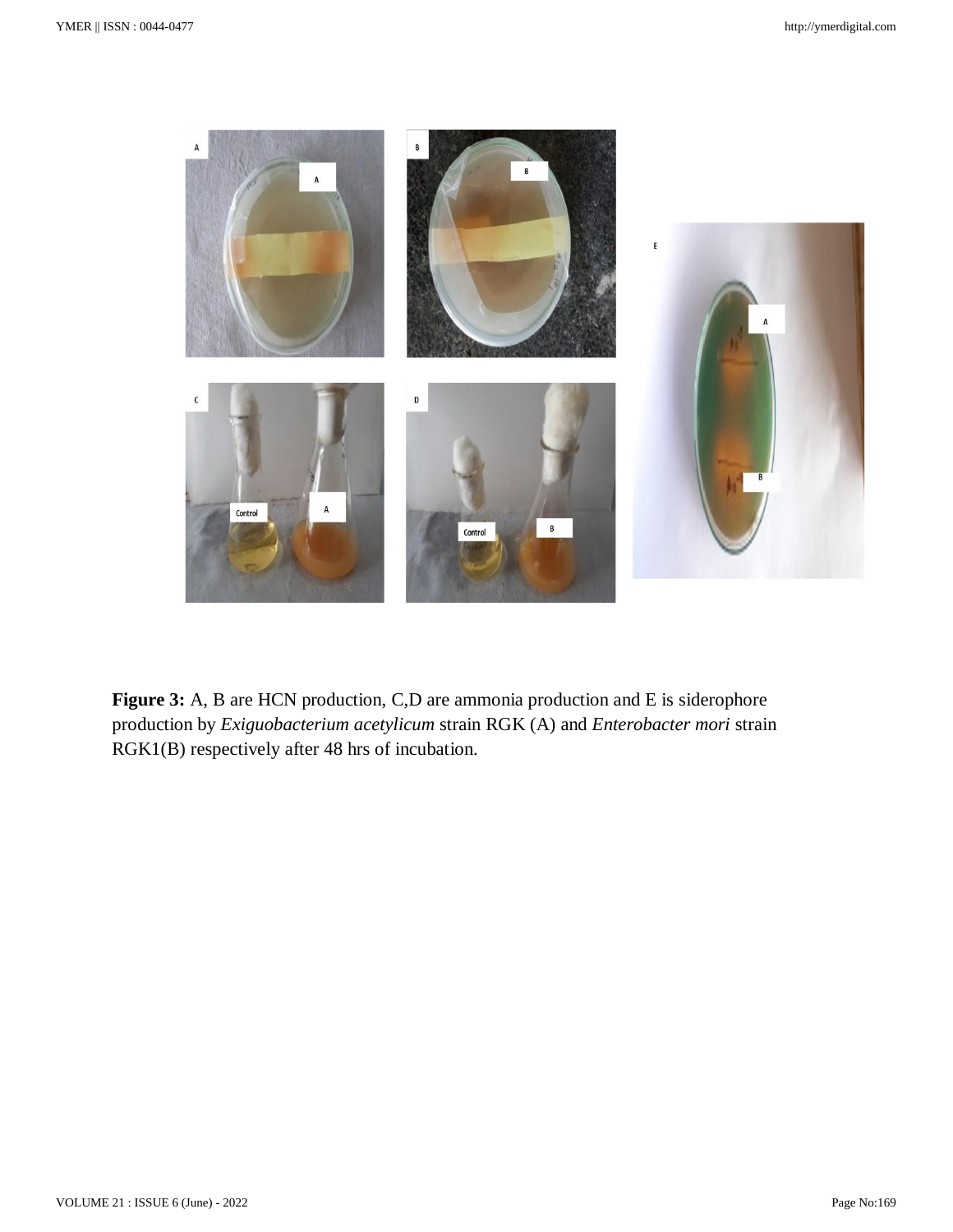**Figure 3:** A, B are HCN production, C,D are ammonia production and E is siderophore production by *Exiguobacterium acetylicum* strain RGK (A) and *Enterobacter mori* strain RGK1(B) respectively after 48 hrs of incubation.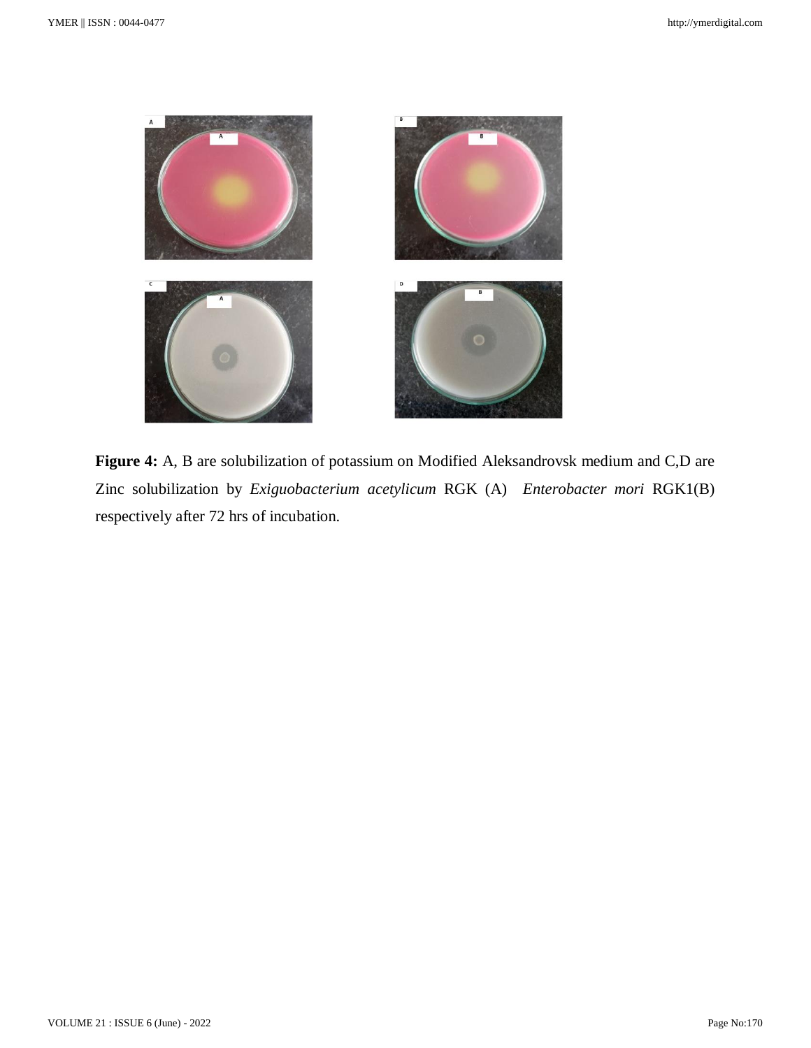**Figure 4:** A, B are solubilization of potassium on Modified Aleksandrovsk medium and C,D are Zinc solubilization by *Exiguobacterium acetylicum* RGK (A) *Enterobacter mori* RGK1(B) respectively after 72 hrs of incubation.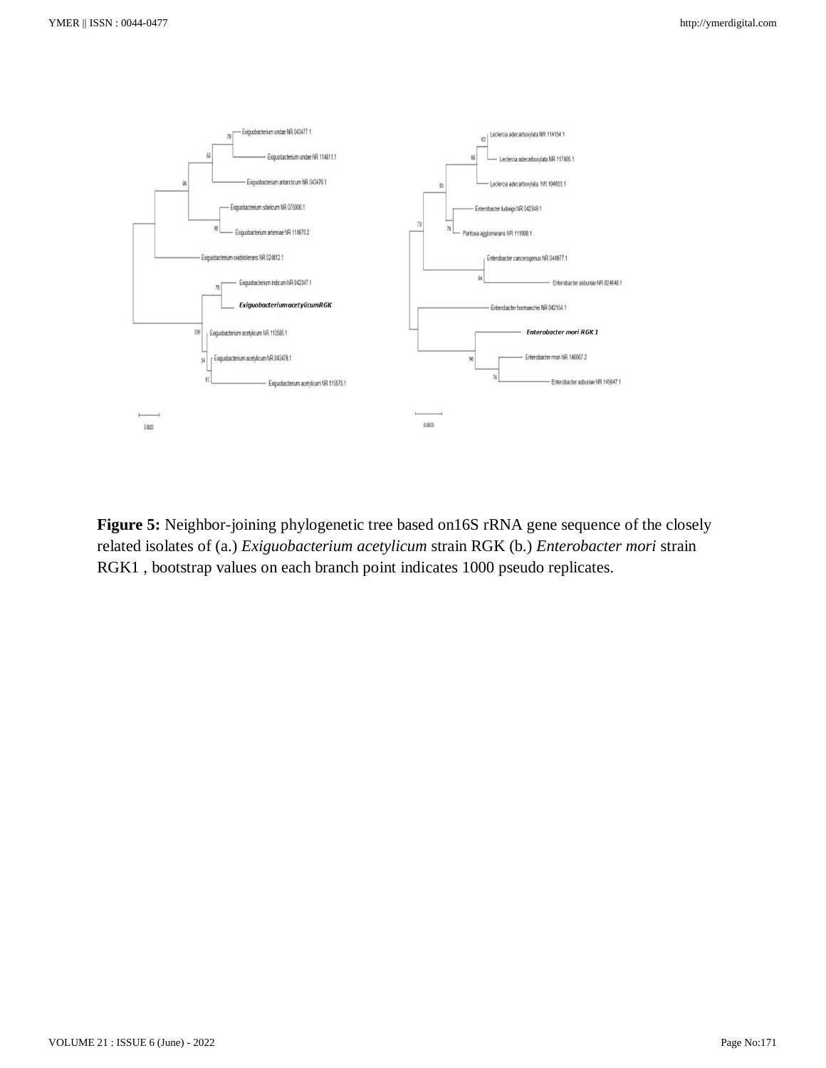**Figure 5:** Neighbor-joining phylogenetic tree based on16S rRNA gene sequence of the closely related isolates of (a.) *Exiguobacterium acetylicum* strain RGK (b.) *Enterobacter mori* strain RGK1 , bootstrap values on each branch point indicates 1000 pseudo replicates.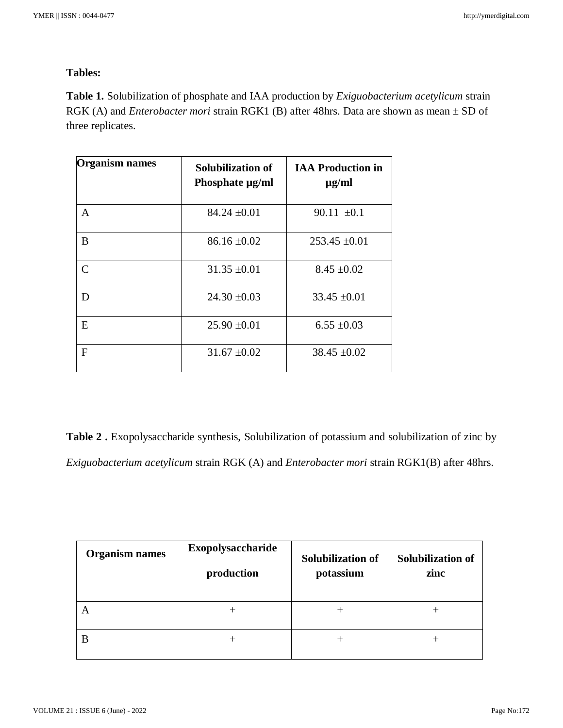**Tables:**

**Table 1.** Solubilization of phosphate and IAA production by *Exiguobacterium acetylicum* strain RGK (A) and *Enterobacter mori* strain RGK1 (B) after 48hrs. Data are shown as mean ± SD of three replicates.

| Organism names | Solubilization of Phosphate µg/ml | IAA Production in µg/ml |
|---|---|---|
| A | 84.24 ±0.01 | 90.11 ±0.1 |
| B | 86.16 ±0.02 | 253.45 ±0.01 |
| C | 31.35 ±0.01 | 8.45 ±0.02 |
| D | 24.30 ±0.03 | 33.45 ±0.01 |
| E | 25.90 ±0.01 | 6.55 ±0.03 |
| F | 31.67 ±0.02 | 38.45 ±0.02 |

**Table 2 .** Exopolysaccharide synthesis, Solubilization of potassium and solubilization of zinc by *Exiguobacterium acetylicum* strain RGK (A) and *Enterobacter mori* strain RGK1(B) after 48hrs.

| Organism names | Exopolysaccharide production | Solubilization of potassium | Solubilization of zinc |
|---|---|---|---|
| A | + | + | + |
| B | + | + | + |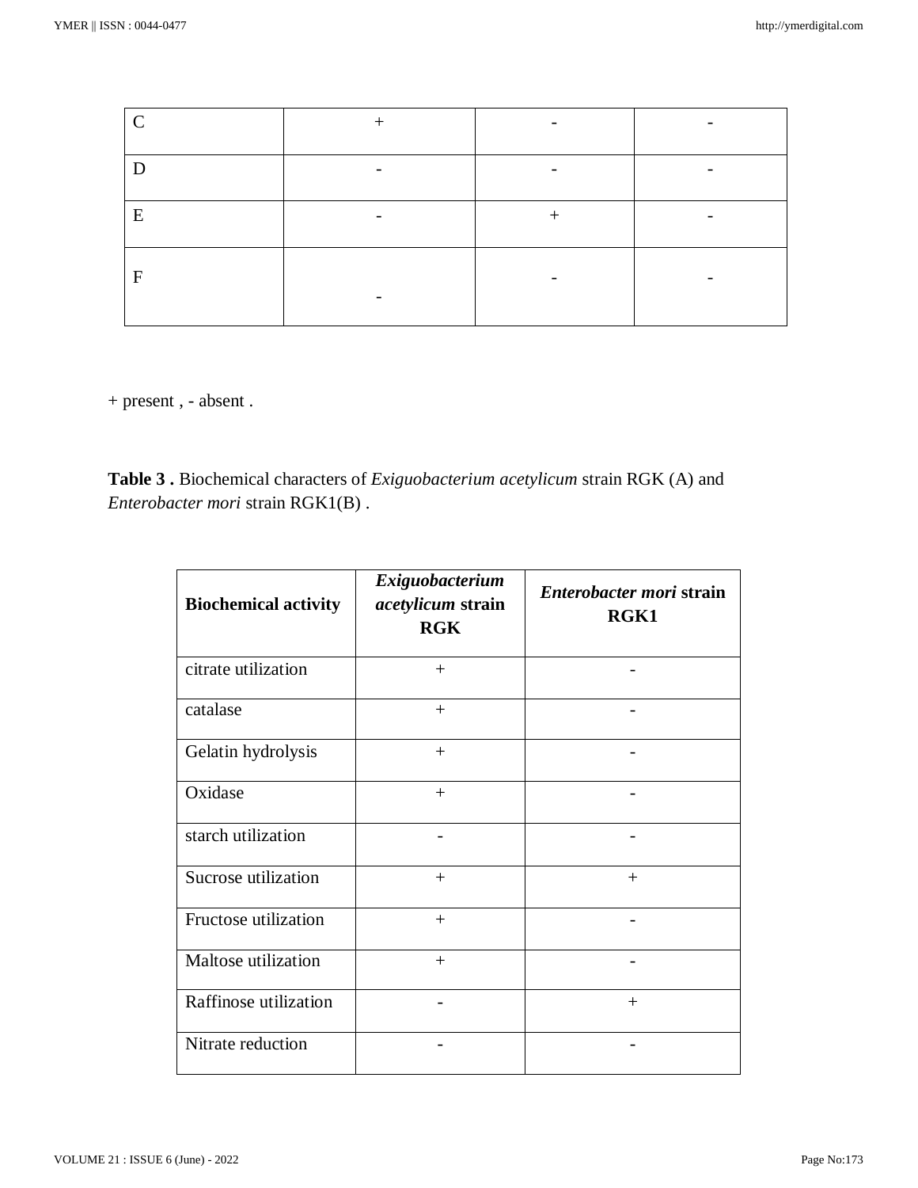| | | | |
|---|---|---|---|
| C | + | - | - |
| D | - | - | - |
| E | - | + | - |
| F | - | - | - |

+ present , - absent .

**Table 3 .** Biochemical characters of *Exiguobacterium acetylicum* strain RGK (A) and *Enterobacter mori* strain RGK1(B) .

| **Biochemical activity** | ***Exiguobacterium acetylicum* strain RGK** | ***Enterobacter mori* strain RGK1** |
|---|---|---|
| citrate utilization | + | - |
| catalase | + | - |
| Gelatin hydrolysis | + | - |
| Oxidase | + | - |
| starch utilization | - | - |
| Sucrose utilization | + | + |
| Fructose utilization | + | - |
| Maltose utilization | + | - |
| Raffinose utilization | - | + |
| Nitrate reduction | - | - |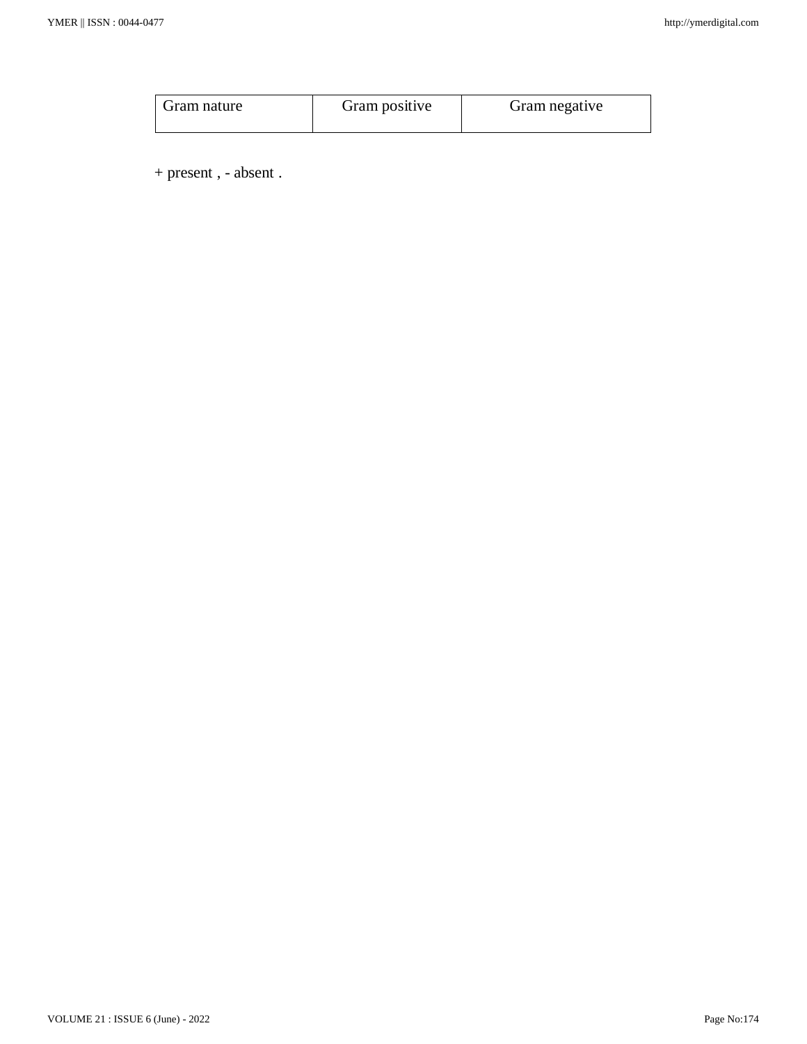| | | |
|---|---|---|
| Gram nature | Gram positive | Gram negative |

+ present , - absent .